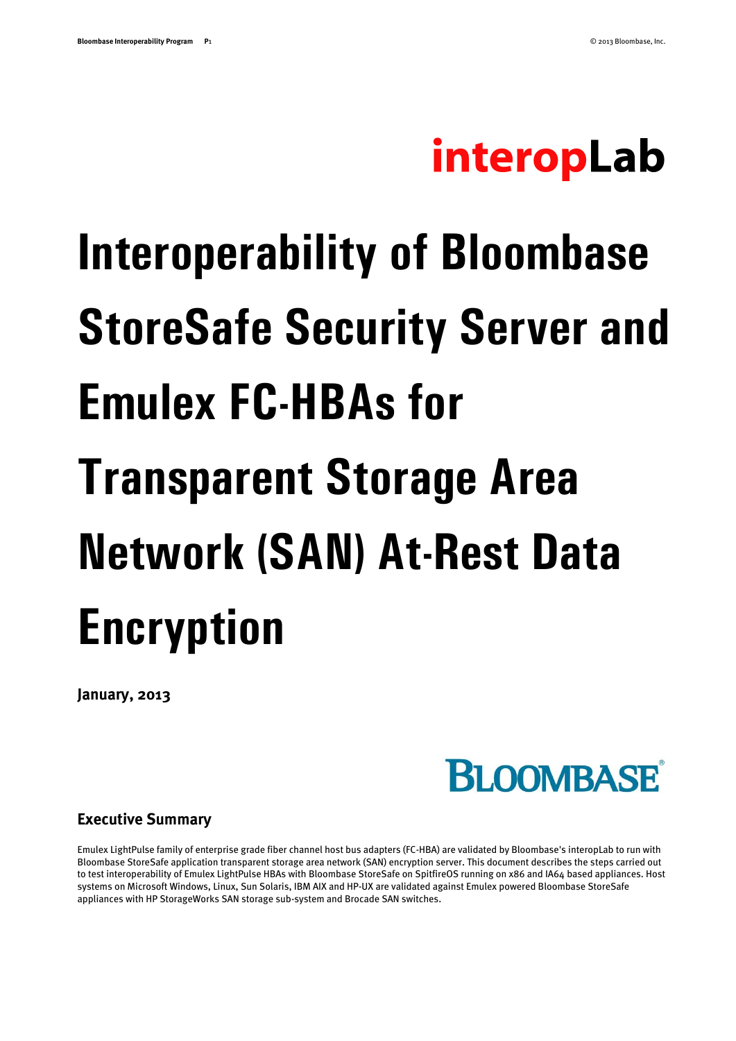interopLab

# Interoperability of Bloombase StoreSafe Security Server and Emulex FC-HBAs for Transparent Storage Area Network (SAN) At-Rest Data Encryption

**January, 2013**

BLOOMBASE®

## Executive Summary

Emulex LightPulse family of enterprise grade fiber channel host bus adapters (FC-HBA) are validated by Bloombase's interopLab to run with Bloombase StoreSafe application transparent storage area network (SAN) encryption server. This document describes the steps carried out to test interoperability of Emulex LightPulse HBAs with Bloombase StoreSafe on SpitfireOS running on x86 and IA64 based appliances. Host systems on Microsoft Windows, Linux, Sun Solaris, IBM AIX and HP-UX are validated against Emulex powered Bloombase StoreSafe appliances with HP StorageWorks SAN storage sub-system and Brocade SAN switches.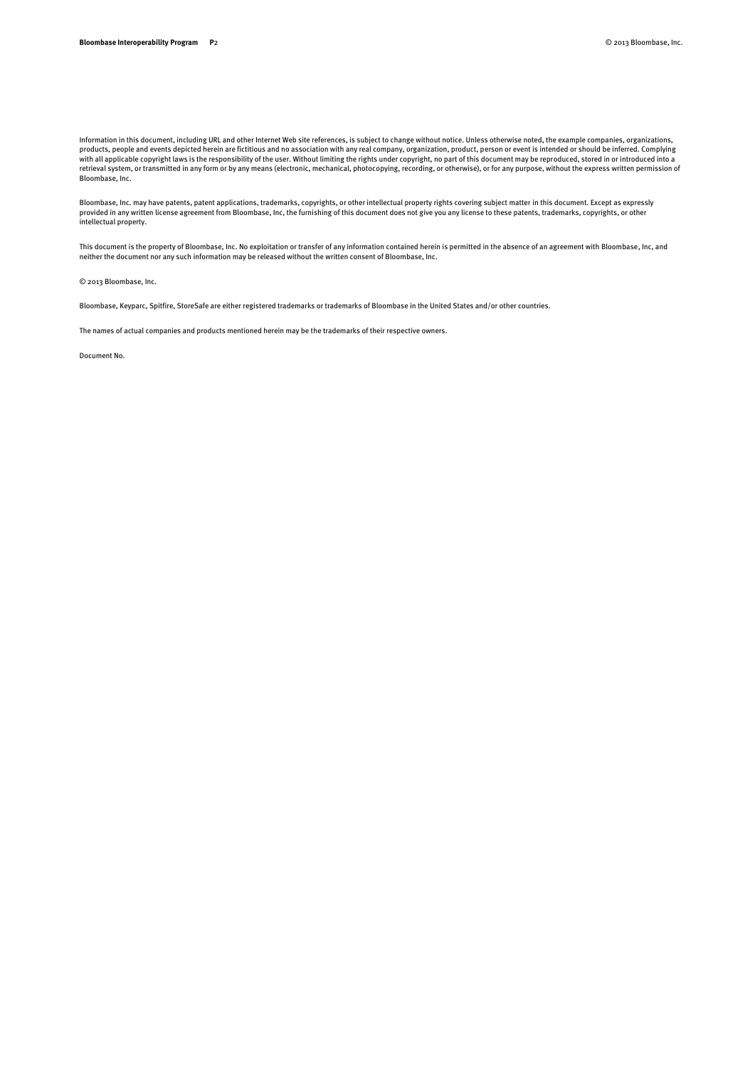Information in this document, including URL and other Internet Web site references, is subject to change without notice. Unless otherwise noted, the example companies, organizations, products, people and events depicted herein are fictitious and no association with any real company, organization, product, person or event is intended or should be inferred. Complying with all applicable copyright laws is the responsibility of the user. Without limiting the rights under copyright, no part of this document may be reproduced, stored in or introduced into a retrieval system, or transmitted in any form or by any means (electronic, mechanical, photocopying, recording, or otherwise), or for any purpose, without the express written permission of Bloombase, Inc.

Bloombase, Inc. may have patents, patent applications, trademarks, copyrights, or other intellectual property rights covering subject matter in this document. Except as expressly provided in any written license agreement from Bloombase, Inc, the furnishing of this document does not give you any license to these patents, trademarks, copyrights, or other intellectual property.

This document is the property of Bloombase, Inc. No exploitation or transfer of any information contained herein is permitted in the absence of an agreement with Bloombase, Inc, and neither the document nor any such information may be released without the written consent of Bloombase, Inc.

© 2013 Bloombase, Inc.

Bloombase, Keyparc, Spitfire, StoreSafe are either registered trademarks or trademarks of Bloombase in the United States and/or other countries.

The names of actual companies and products mentioned herein may be the trademarks of their respective owners.

Document No.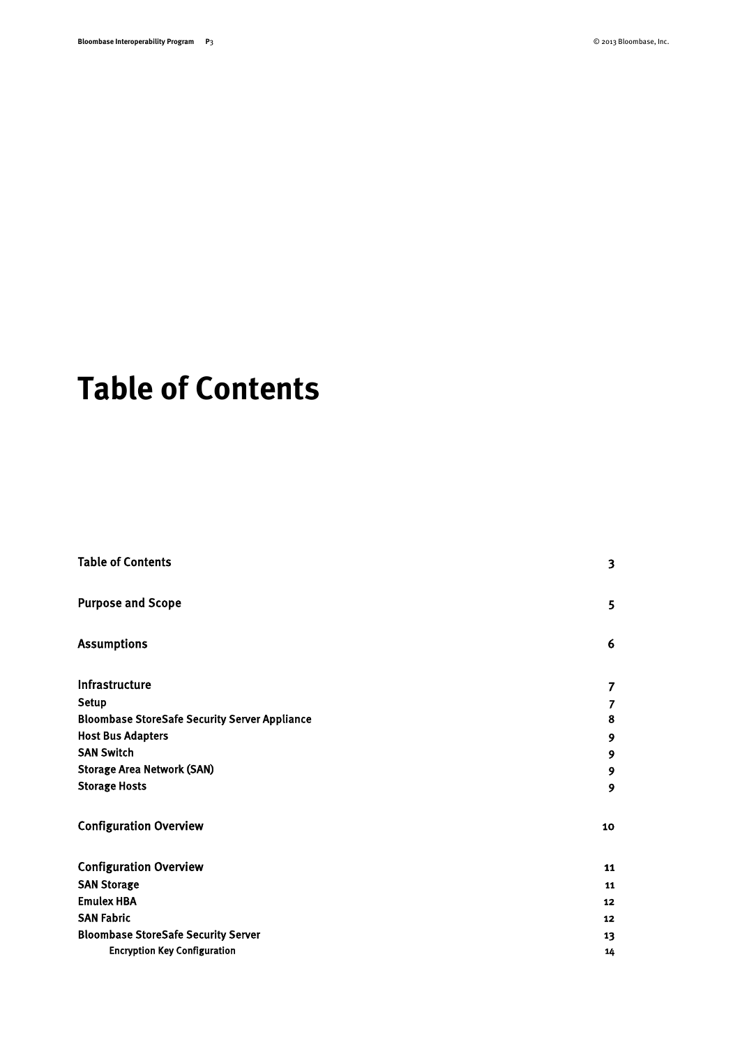# Table of Contents

| | |
|---|---|
| **Table of Contents** | 3 |
| **Purpose and Scope** | 5 |
| **Assumptions** | 6 |
| **Infrastructure** | 7 |
| Setup | 7 |
| Bloombase StoreSafe Security Server Appliance | 8 |
| Host Bus Adapters | 9 |
| SAN Switch | 9 |
| Storage Area Network (SAN) | 9 |
| Storage Hosts | 9 |
| **Configuration Overview** | 10 |
| **Configuration Overview** | 11 |
| SAN Storage | 11 |
| Emulex HBA | 12 |
| SAN Fabric | 12 |
| Bloombase StoreSafe Security Server | 13 |
| Encryption Key Configuration | 14 |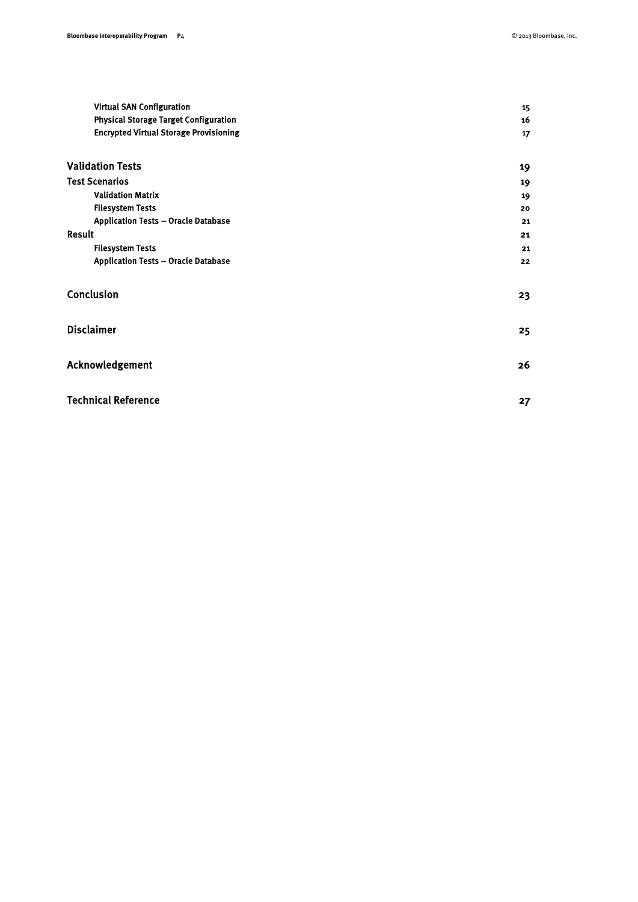| | |
|---|---|
| **Virtual SAN Configuration** | 15 |
| **Physical Storage Target Configuration** | 16 |
| **Encrypted Virtual Storage Provisioning** | 17 |
| **Validation Tests** | 19 |
| **Test Scenarios** | 19 |
| **Validation Matrix** | 19 |
| **Filesystem Tests** | 20 |
| **Application Tests – Oracle Database** | 21 |
| **Result** | 21 |
| **Filesystem Tests** | 21 |
| **Application Tests – Oracle Database** | 22 |
| **Conclusion** | 23 |
| **Disclaimer** | 25 |
| **Acknowledgement** | 26 |
| **Technical Reference** | 27 |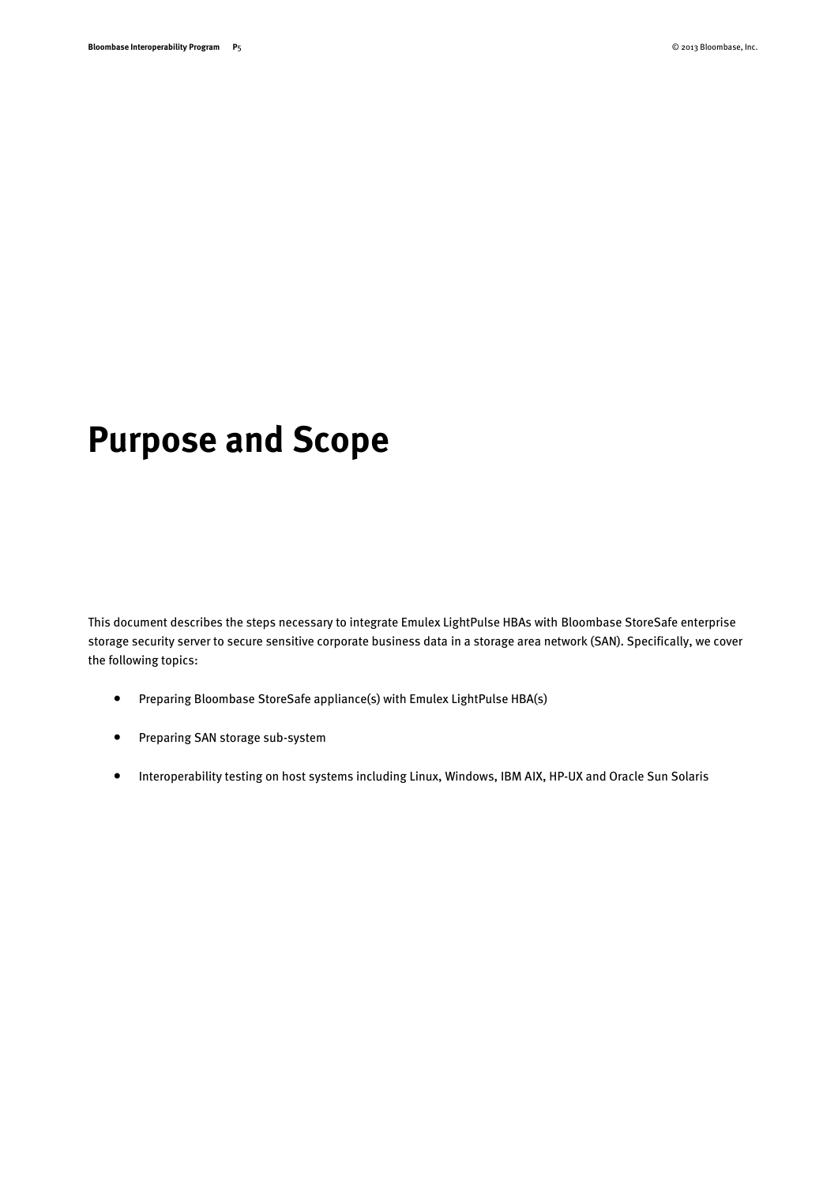# Purpose and Scope

This document describes the steps necessary to integrate Emulex LightPulse HBAs with Bloombase StoreSafe enterprise storage security server to secure sensitive corporate business data in a storage area network (SAN). Specifically, we cover the following topics:

- Preparing Bloombase StoreSafe appliance(s) with Emulex LightPulse HBA(s)
- Preparing SAN storage sub-system
- Interoperability testing on host systems including Linux, Windows, IBM AIX, HP-UX and Oracle Sun Solaris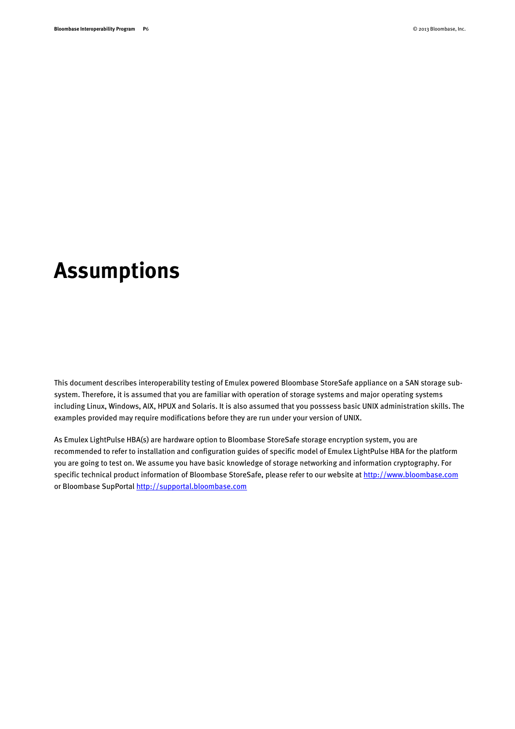# Assumptions

This document describes interoperability testing of Emulex powered Bloombase StoreSafe appliance on a SAN storage sub-system. Therefore, it is assumed that you are familiar with operation of storage systems and major operating systems including Linux, Windows, AIX, HPUX and Solaris. It is also assumed that you posssess basic UNIX administration skills. The examples provided may require modifications before they are run under your version of UNIX.

As Emulex LightPulse HBA(s) are hardware option to Bloombase StoreSafe storage encryption system, you are recommended to refer to installation and configuration guides of specific model of Emulex LightPulse HBA for the platform you are going to test on. We assume you have basic knowledge of storage networking and information cryptography. For specific technical product information of Bloombase StoreSafe, please refer to our website at [http://www.bloombase.com](http://www.bloombase.com) or Bloombase SupPortal [http://supportal.bloombase.com](http://supportal.bloombase.com)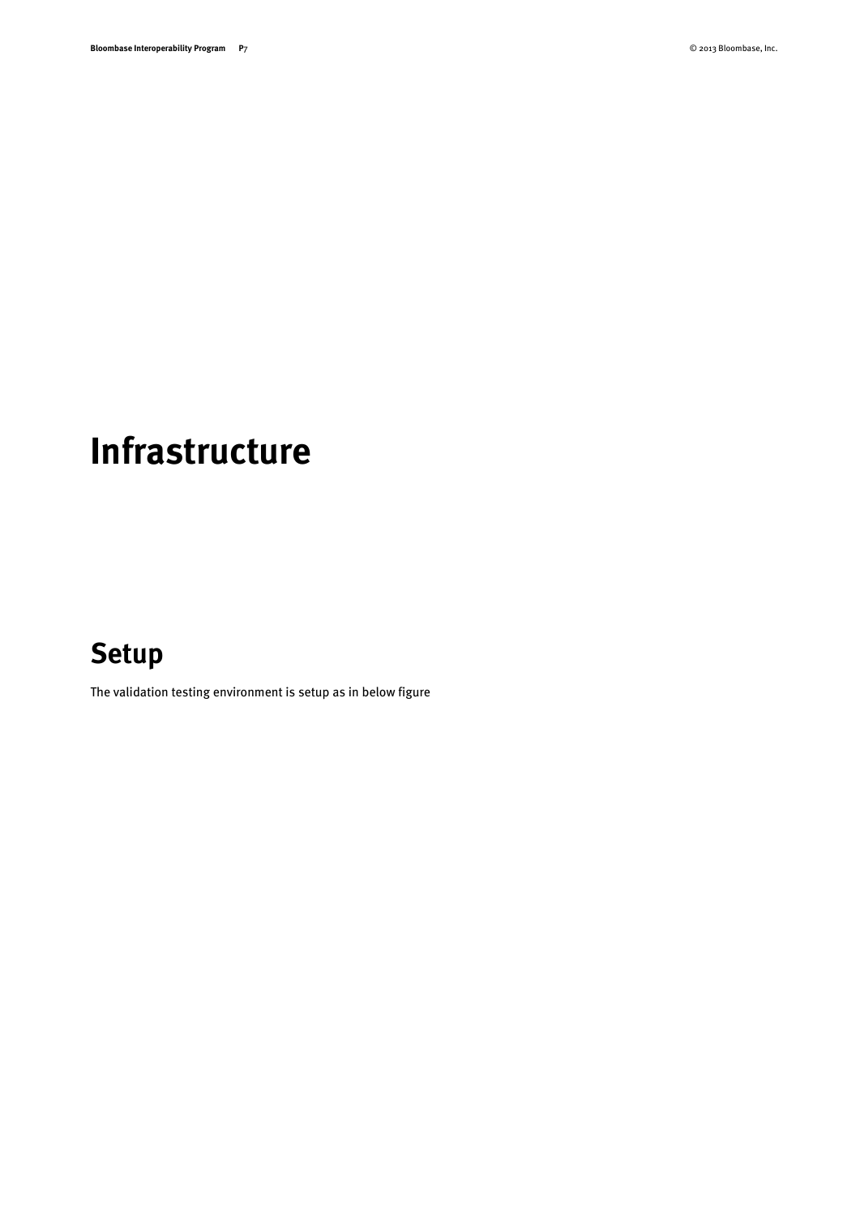# Infrastructure

## Setup

The validation testing environment is setup as in below figure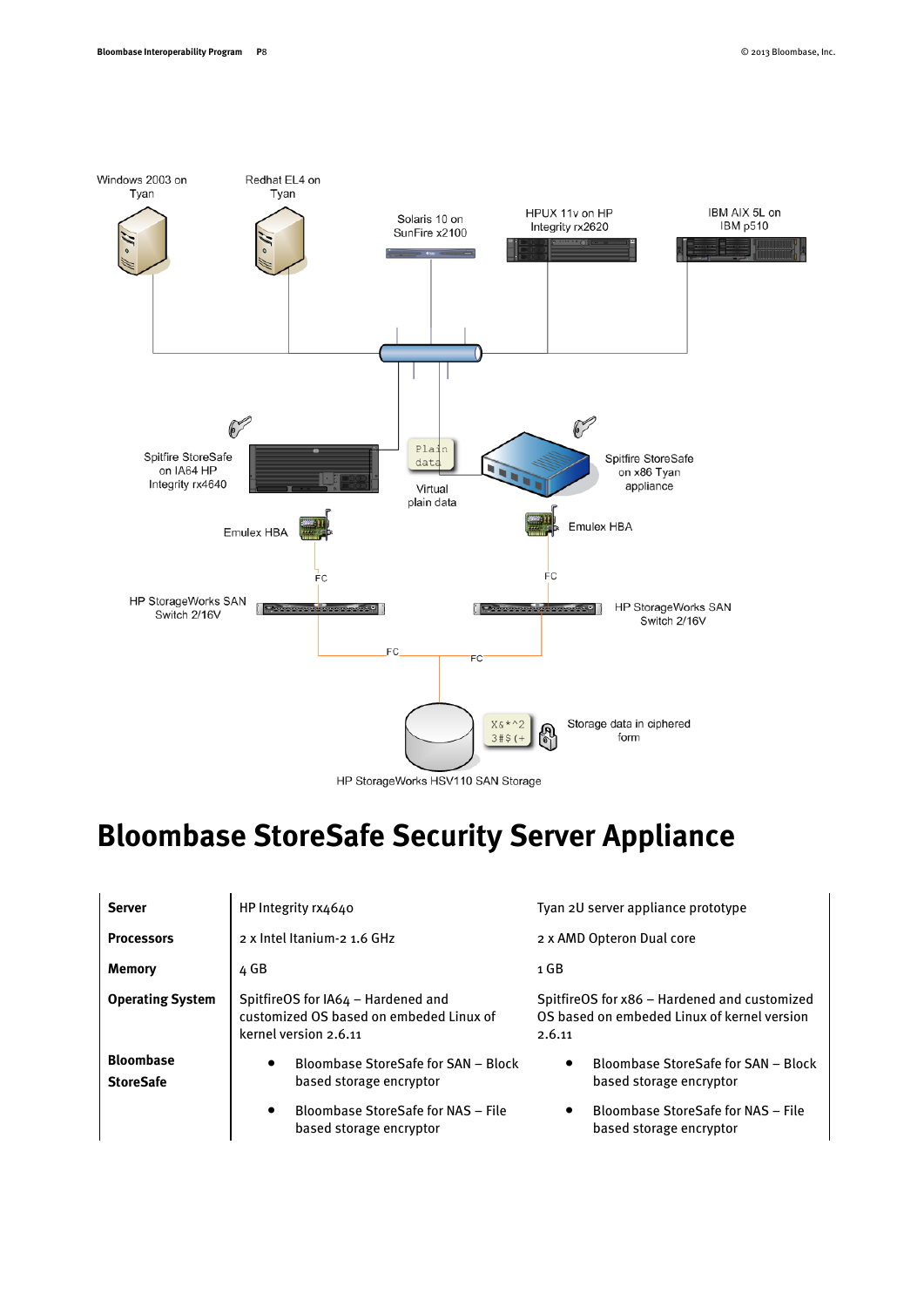# Bloombase StoreSafe Security Server Appliance

| | | |
|---|---|---|
| **Server** | HP Integrity rx4640 | Tyan 2U server appliance prototype |
| **Processors** | 2 x Intel Itanium-2 1.6 GHz | 2 x AMD Opteron Dual core |
| **Memory** | 4 GB | 1 GB |
| **Operating System** | SpitfireOS for IA64 – Hardened and customized OS based on embeded Linux of kernel version 2.6.11 | SpitfireOS for x86 – Hardened and customized OS based on embeded Linux of kernel version 2.6.11 |
| **Bloombase StoreSafe** | • Bloombase StoreSafe for SAN – Block based storage encryptor<br>• Bloombase StoreSafe for NAS – File based storage encryptor | • Bloombase StoreSafe for SAN – Block based storage encryptor<br>• Bloombase StoreSafe for NAS – File based storage encryptor |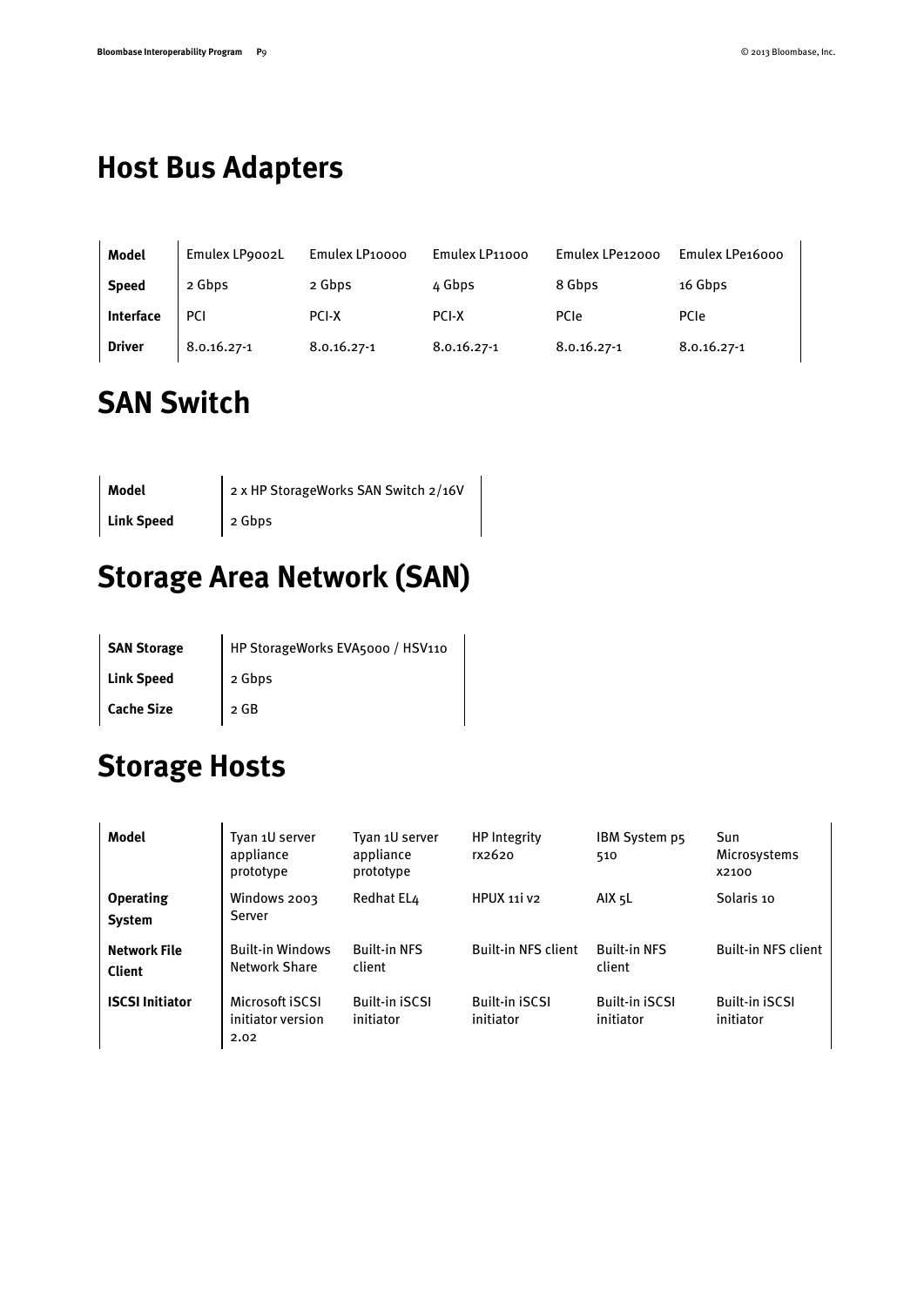# Host Bus Adapters

| Model | Emulex LP9002L | Emulex LP10000 | Emulex LP11000 | Emulex LPe12000 | Emulex LPe16000 |
|---|---|---|---|---|---|
| Speed | 2 Gbps | 2 Gbps | 4 Gbps | 8 Gbps | 16 Gbps |
| Interface | PCI | PCI-X | PCI-X | PCIe | PCIe |
| Driver | 8.0.16.27-1 | 8.0.16.27-1 | 8.0.16.27-1 | 8.0.16.27-1 | 8.0.16.27-1 |

# SAN Switch

| Model | 2 x HP StorageWorks SAN Switch 2/16V |
|---|---|
| Link Speed | 2 Gbps |

# Storage Area Network (SAN)

| SAN Storage | HP StorageWorks EVA5000 / HSV110 |
|---|---|
| Link Speed | 2 Gbps |
| Cache Size | 2 GB |

# Storage Hosts

| Model | Tyan 1U server appliance prototype | Tyan 1U server appliance prototype | HP Integrity rx2620 | IBM System p5 510 | Sun Microsystems x2100 |
|---|---|---|---|---|---|
| Operating System | Windows 2003 Server | Redhat EL4 | HPUX 11i v2 | AIX 5L | Solaris 10 |
| Network File Client | Built-in Windows Network Share | Built-in NFS client | Built-in NFS client | Built-in NFS client | Built-in NFS client |
| ISCSI Initiator | Microsoft iSCSI initiator version 2.02 | Built-in iSCSI initiator | Built-in iSCSI initiator | Built-in iSCSI initiator | Built-in iSCSI initiator |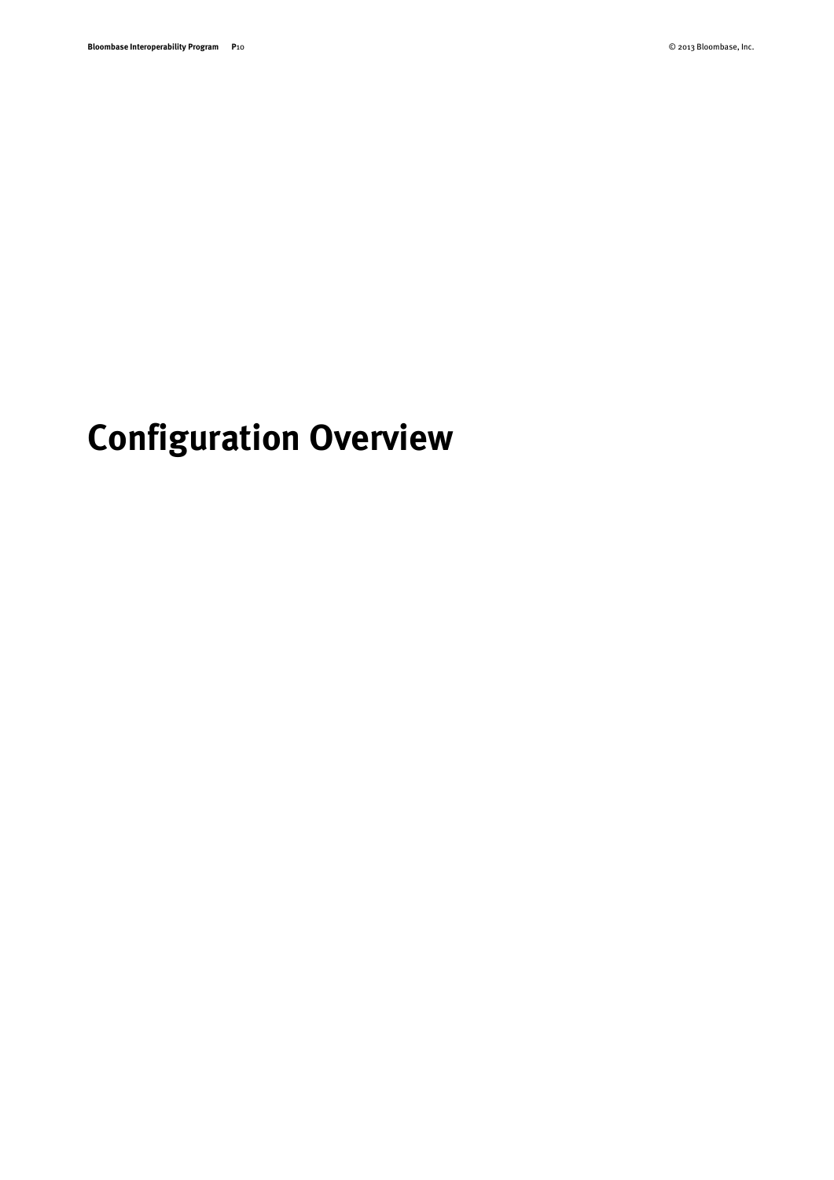# Configuration Overview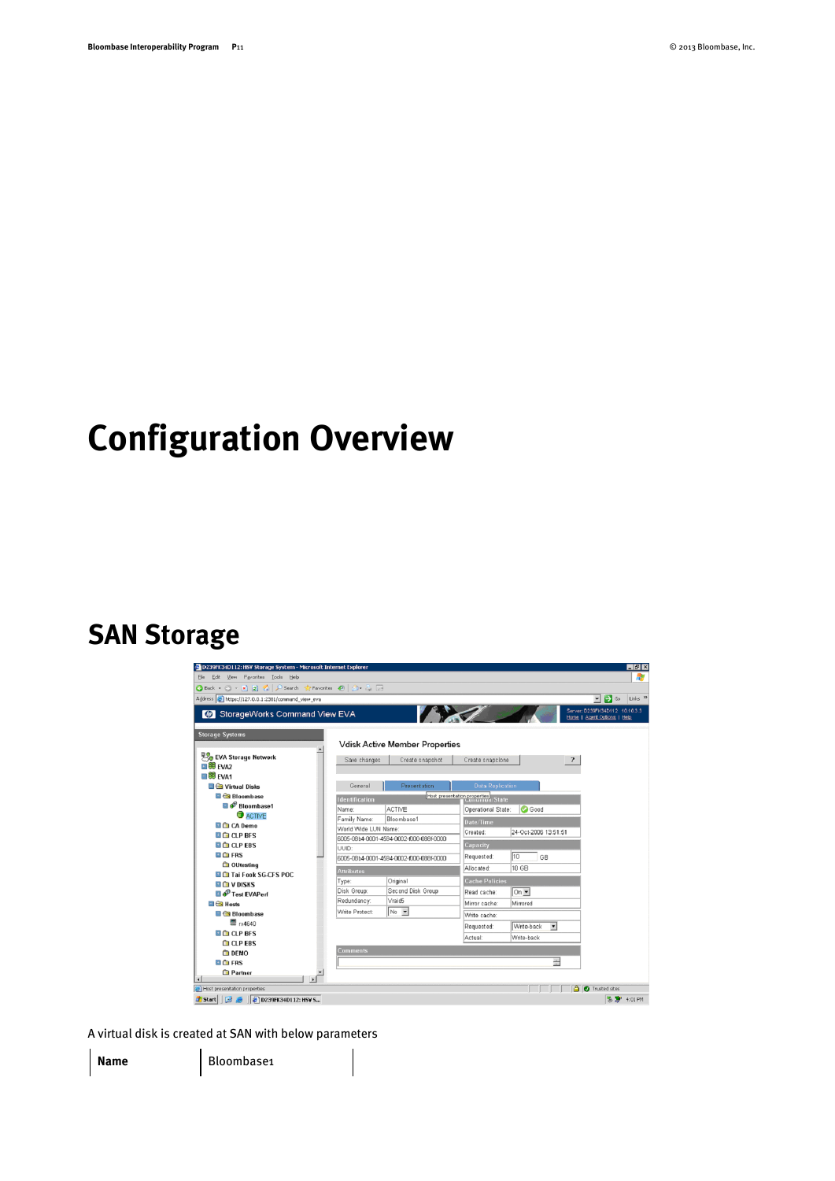# Configuration Overview

## SAN Storage

A virtual disk is created at SAN with below parameters

| **Name** | Bloombase1 |
|---|---|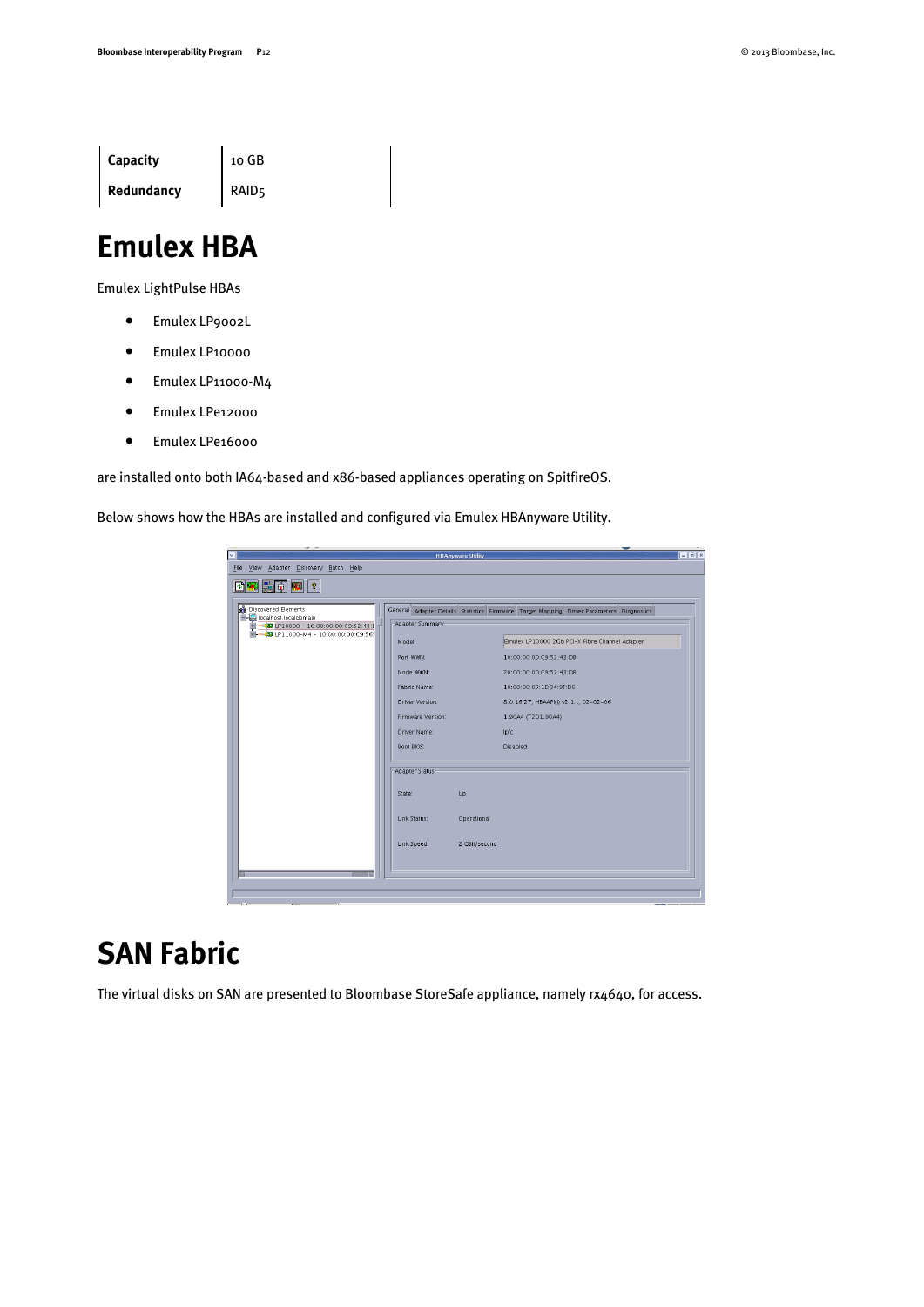| Capacity | 10 GB |
|---|---|
| Redundancy | RAID5 |

# Emulex HBA

Emulex LightPulse HBAs

- Emulex LP9002L
- Emulex LP10000
- Emulex LP11000-M4
- Emulex LPe12000
- Emulex LPe16000

are installed onto both IA64-based and x86-based appliances operating on SpitfireOS.

Below shows how the HBAs are installed and configured via Emulex HBAnyware Utility.

# SAN Fabric

The virtual disks on SAN are presented to Bloombase StoreSafe appliance, namely rx4640, for access.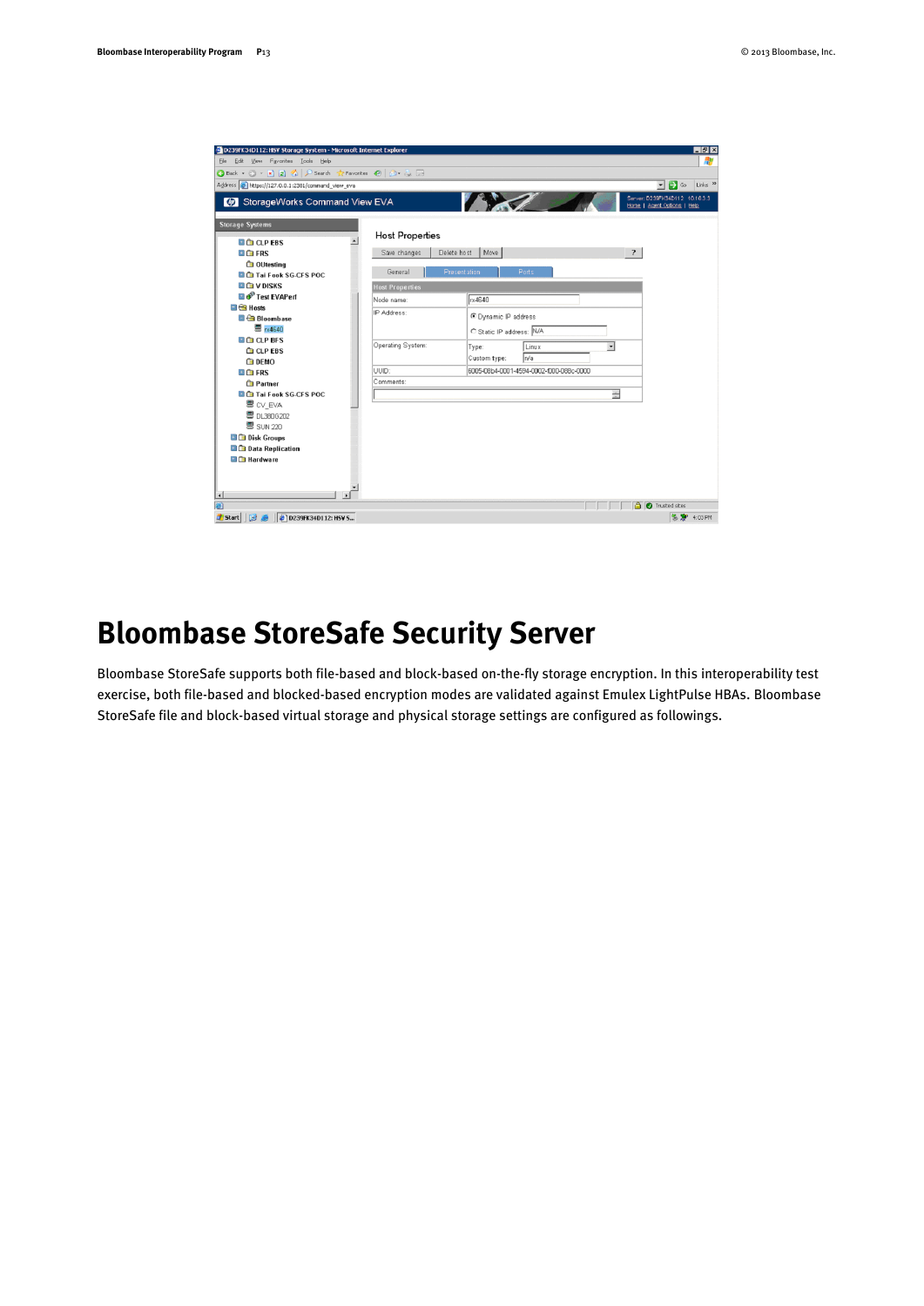# Bloombase StoreSafe Security Server

Bloombase StoreSafe supports both file-based and block-based on-the-fly storage encryption. In this interoperability test exercise, both file-based and blocked-based encryption modes are validated against Emulex LightPulse HBAs. Bloombase StoreSafe file and block-based virtual storage and physical storage settings are configured as followings.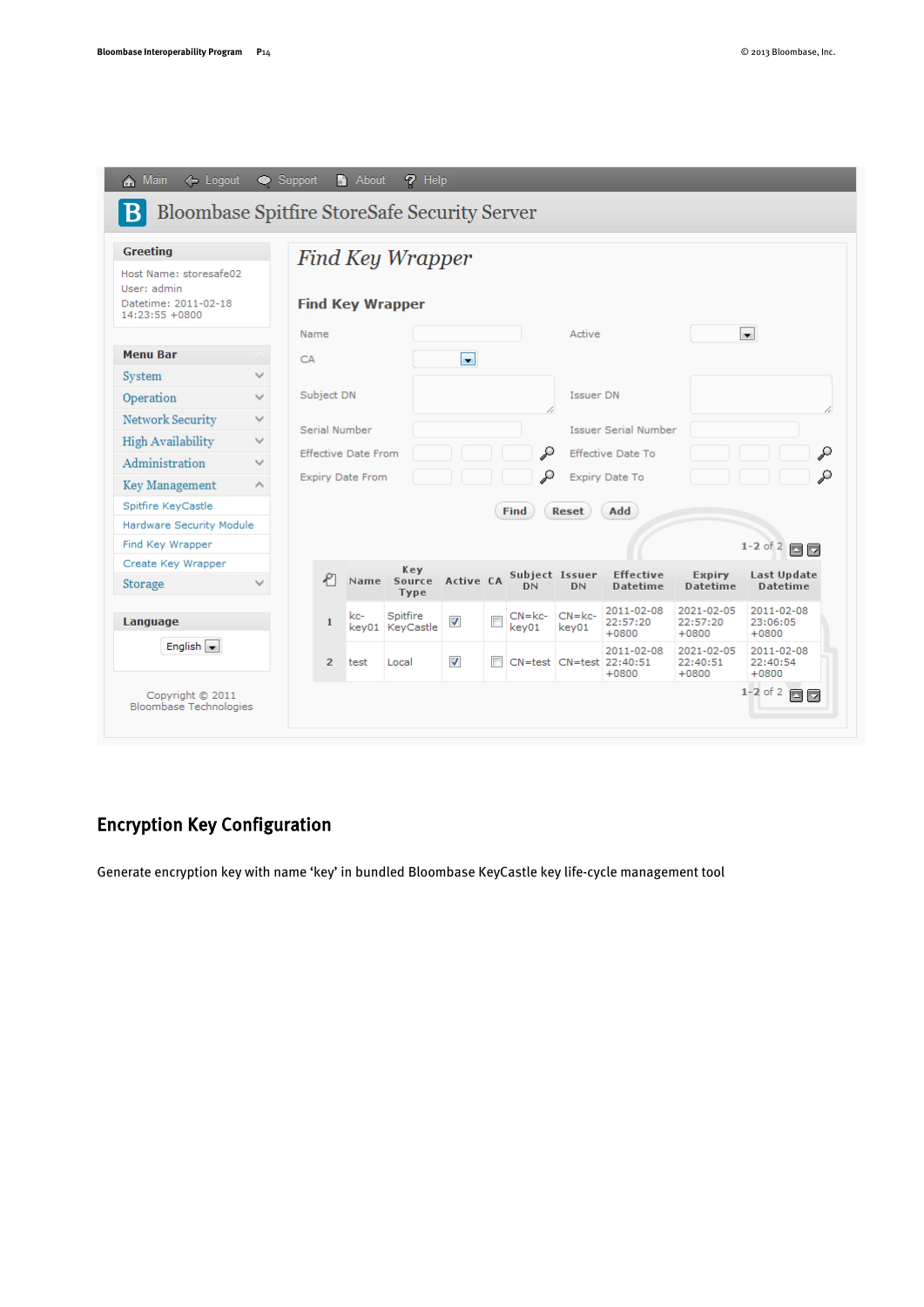Bloombase Spitfire StoreSafe Security Server

Main | Logout | Support | About | Help

**Greeting**

Host Name: storesafe02
User: admin
Datetime: 2011-02-18 14:23:55 +0800

**Menu Bar**

- System
- Operation
- Network Security
- High Availability
- Administration
- Key Management
  - Spitfire KeyCastle
  - Hardware Security Module
  - Find Key Wrapper
  - Create Key Wrapper
- Storage

**Language**

English

Copyright © 2011 Bloombase Technologies

# *Find Key Wrapper*

**Find Key Wrapper**

Name | Active
CA
Subject DN | Issuer DN
Serial Number | Issuer Serial Number
Effective Date From | Effective Date To
Expiry Date From | Expiry Date To

Find | Reset | Add

1-2 of 2

| | Name | Key Source Type | Active | CA | Subject DN | Issuer DN | Effective Datetime | Expiry Datetime | Last Update Datetime |
|---|---|---|---|---|---|---|---|---|---|
| 1 | kc-key01 | Spitfire KeyCastle | ☑ | ☐ | CN=kc-key01 | CN=kc-key01 | 2011-02-08 22:57:20 +0800 | 2021-02-05 22:57:20 +0800 | 2011-02-08 23:06:05 +0800 |
| 2 | test | Local | ☑ | ☐ | CN=test | CN=test | 2011-02-08 22:40:51 +0800 | 2021-02-05 22:40:51 +0800 | 2011-02-08 22:40:54 +0800 |

1-2 of 2

## Encryption Key Configuration

Generate encryption key with name 'key' in bundled Bloombase KeyCastle key life-cycle management tool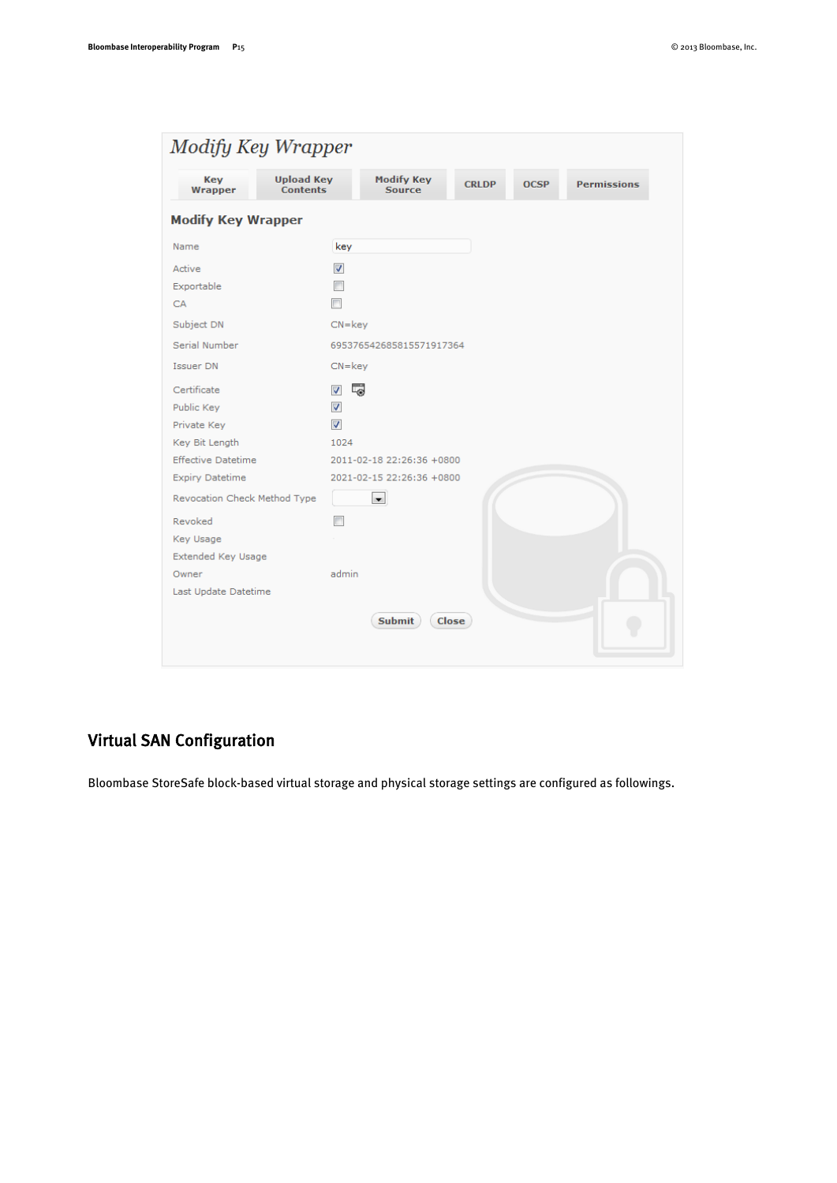## Modify Key Wrapper

Key Wrapper | Upload Key Contents | Modify Key Source | CRLDP | OCSP | Permissions

### Modify Key Wrapper

| Field | Value |
|---|---|
| Name | key |
| Active | ☑ |
| Exportable | ☐ |
| CA | ☐ |
| Subject DN | CN=key |
| Serial Number | 695376542685815571917364 |
| Issuer DN | CN=key |
| Certificate | ☑ |
| Public Key | ☑ |
| Private Key | ☑ |
| Key Bit Length | 1024 |
| Effective Datetime | 2011-02-18 22:26:36 +0800 |
| Expiry Datetime | 2021-02-15 22:26:36 +0800 |
| Revocation Check Method Type | |
| Revoked | ☐ |
| Key Usage | |
| Extended Key Usage | |
| Owner | admin |
| Last Update Datetime | |

Submit | Close

## Virtual SAN Configuration

Bloombase StoreSafe block-based virtual storage and physical storage settings are configured as followings.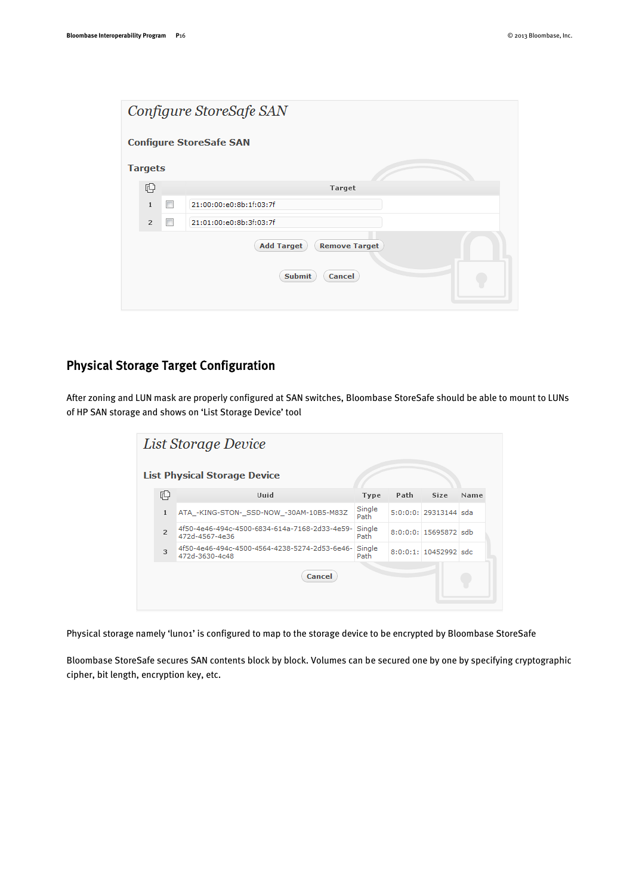## Configure StoreSafe SAN

**Configure StoreSafe SAN**

**Targets**

| | | Target |
|---|---|---|
| 1 | ☐ | 21:00:00:e0:8b:1f:03:7f |
| 2 | ☐ | 21:01:00:e0:8b:3f:03:7f |

Add Target | Remove Target

Submit | Cancel

## Physical Storage Target Configuration

After zoning and LUN mask are properly configured at SAN switches, Bloombase StoreSafe should be able to mount to LUNs of HP SAN storage and shows on 'List Storage Device' tool

## List Storage Device

**List Physical Storage Device**

| | Uuid | Type | Path | Size | Name |
|---|---|---|---|---|---|
| 1 | ATA_-KING-STON-_SSD-NOW_-30AM-10B5-M83Z | Single Path | 5:0:0:0: | 29313144 | sda |
| 2 | 4f50-4e46-494c-4500-6834-614a-7168-2d33-4e59-472d-4567-4e36 | Single Path | 8:0:0:0: | 15695872 | sdb |
| 3 | 4f50-4e46-494c-4500-4564-4238-5274-2d53-6e46-472d-3630-4c48 | Single Path | 8:0:0:1: | 10452992 | sdc |

Cancel

Physical storage namely 'lun01' is configured to map to the storage device to be encrypted by Bloombase StoreSafe

Bloombase StoreSafe secures SAN contents block by block. Volumes can be secured one by one by specifying cryptographic cipher, bit length, encryption key, etc.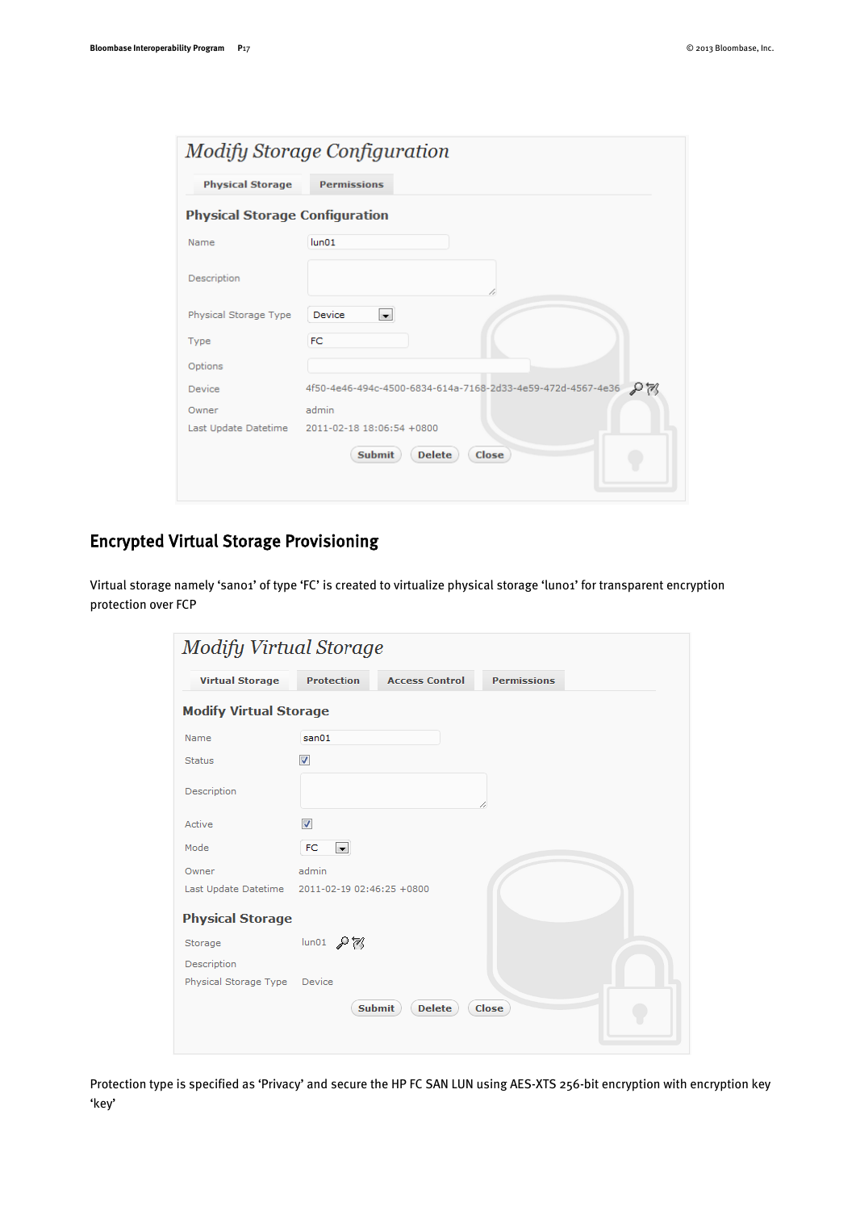## Modify Storage Configuration

Physical Storage | Permissions

### Physical Storage Configuration

| | |
|---|---|
| Name | lun01 |
| Description | |
| Physical Storage Type | Device |
| Type | FC |
| Options | |
| Device | 4f50-4e46-494c-4500-6834-614a-7168-2d33-4e59-472d-4567-4e36 |
| Owner | admin |
| Last Update Datetime | 2011-02-18 18:06:54 +0800 |

Submit | Delete | Close

## Encrypted Virtual Storage Provisioning

Virtual storage namely ‘san01’ of type ‘FC’ is created to virtualize physical storage ‘lun01’ for transparent encryption protection over FCP

## Modify Virtual Storage

Virtual Storage | Protection | Access Control | Permissions

### Modify Virtual Storage

| | |
|---|---|
| Name | san01 |
| Status | ☑ |
| Description | |
| Active | ☑ |
| Mode | FC |
| Owner | admin |
| Last Update Datetime | 2011-02-19 02:46:25 +0800 |

### Physical Storage

| | |
|---|---|
| Storage | lun01 |
| Description | |
| Physical Storage Type | Device |

Submit | Delete | Close

Protection type is specified as ‘Privacy’ and secure the HP FC SAN LUN using AES-XTS 256-bit encryption with encryption key ‘key’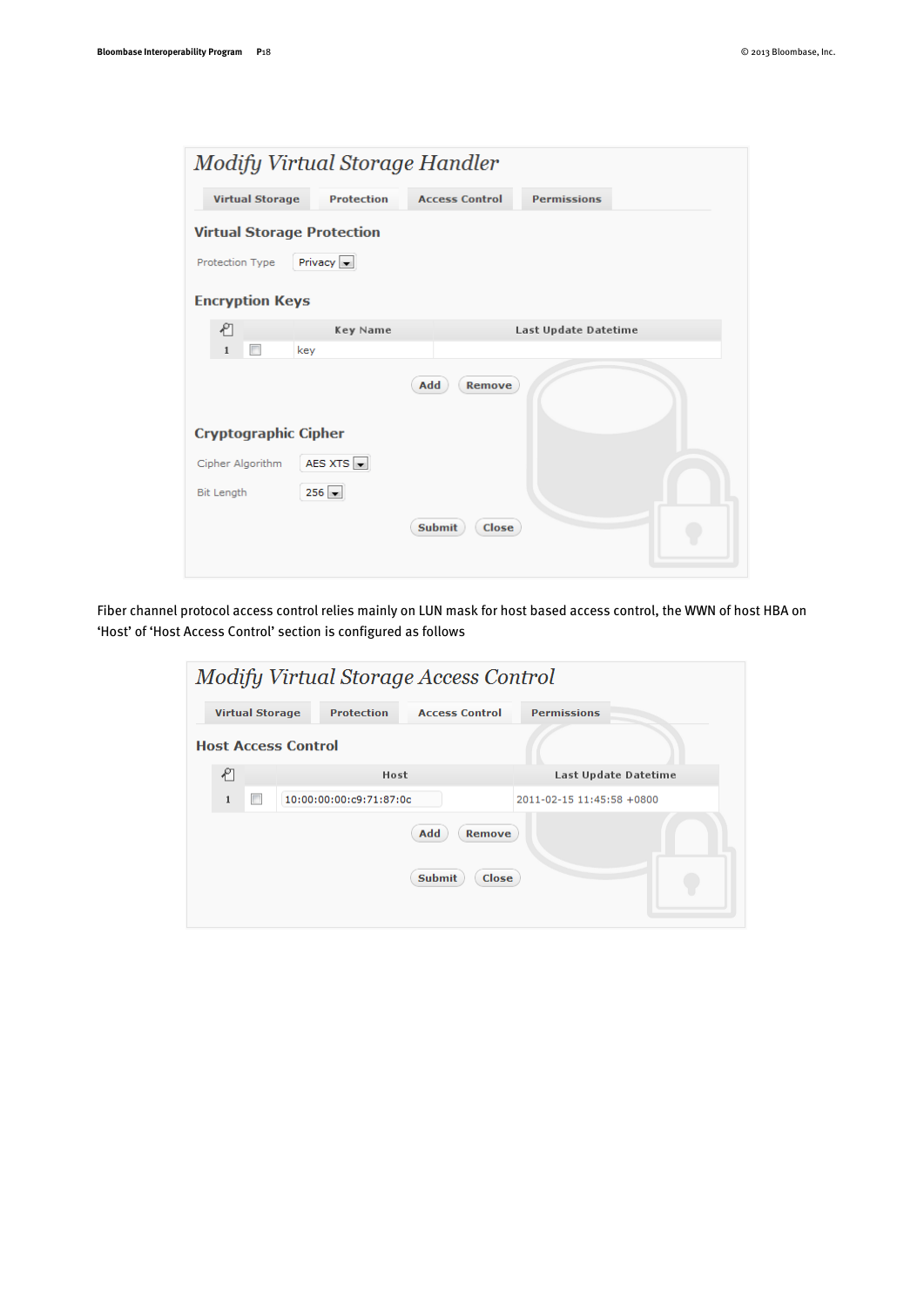## Modify Virtual Storage Handler

Virtual Storage | Protection | Access Control | Permissions

### Virtual Storage Protection

Protection Type: Privacy

### Encryption Keys

| | | Key Name | Last Update Datetime |
|---|---|---|---|
| 1 | ☐ | key | |

Add | Remove

### Cryptographic Cipher

Cipher Algorithm: AES XTS

Bit Length: 256

Submit | Close

Fiber channel protocol access control relies mainly on LUN mask for host based access control, the WWN of host HBA on 'Host' of 'Host Access Control' section is configured as follows

## Modify Virtual Storage Access Control

Virtual Storage | Protection | Access Control | Permissions

### Host Access Control

| | | Host | Last Update Datetime |
|---|---|---|---|
| 1 | ☐ | 10:00:00:00:c9:71:87:0c | 2011-02-15 11:45:58 +0800 |

Add | Remove

Submit | Close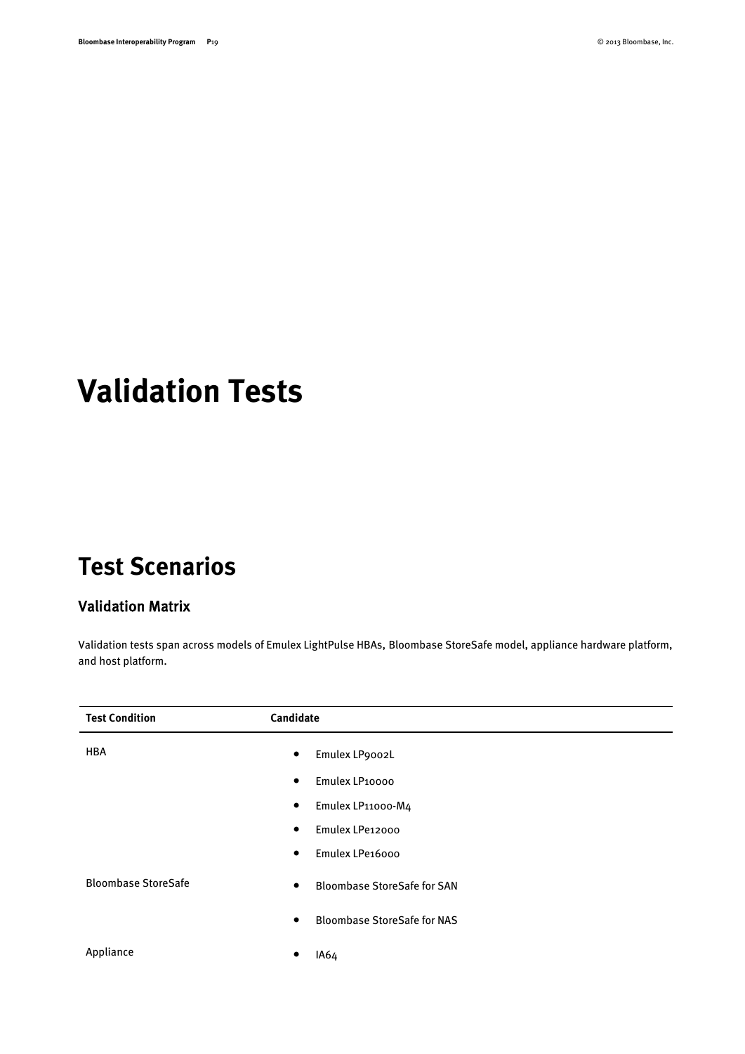# Validation Tests

## Test Scenarios

### Validation Matrix

Validation tests span across models of Emulex LightPulse HBAs, Bloombase StoreSafe model, appliance hardware platform, and host platform.

| Test Condition | Candidate |
| --- | --- |
| HBA | • Emulex LP9002L<br>• Emulex LP10000<br>• Emulex LP11000-M4<br>• Emulex LPe12000<br>• Emulex LPe16000 |
| Bloombase StoreSafe | • Bloombase StoreSafe for SAN<br>• Bloombase StoreSafe for NAS |
| Appliance | • IA64 |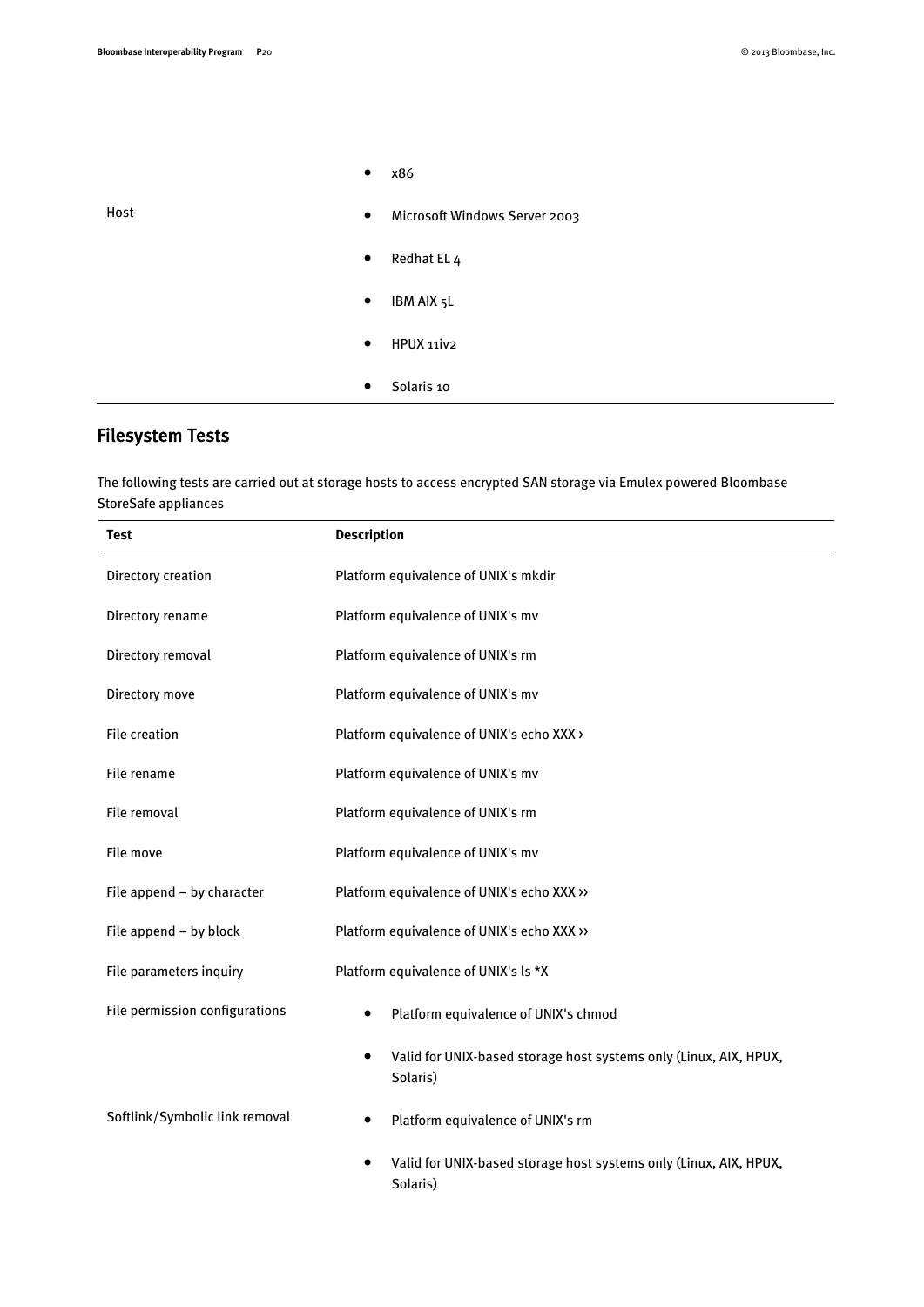| | |
|---|---|
| | • x86 |
| Host | • Microsoft Windows Server 2003<br>• Redhat EL 4<br>• IBM AIX 5L<br>• HPUX 11iv2<br>• Solaris 10 |

## Filesystem Tests

The following tests are carried out at storage hosts to access encrypted SAN storage via Emulex powered Bloombase StoreSafe appliances

| Test | Description |
|---|---|
| Directory creation | Platform equivalence of UNIX's mkdir |
| Directory rename | Platform equivalence of UNIX's mv |
| Directory removal | Platform equivalence of UNIX's rm |
| Directory move | Platform equivalence of UNIX's mv |
| File creation | Platform equivalence of UNIX's echo XXX › |
| File rename | Platform equivalence of UNIX's mv |
| File removal | Platform equivalence of UNIX's rm |
| File move | Platform equivalence of UNIX's mv |
| File append – by character | Platform equivalence of UNIX's echo XXX ›› |
| File append – by block | Platform equivalence of UNIX's echo XXX ›› |
| File parameters inquiry | Platform equivalence of UNIX's ls *X |
| File permission configurations | • Platform equivalence of UNIX's chmod<br>• Valid for UNIX-based storage host systems only (Linux, AIX, HPUX, Solaris) |
| Softlink/Symbolic link removal | • Platform equivalence of UNIX's rm<br>• Valid for UNIX-based storage host systems only (Linux, AIX, HPUX, Solaris) |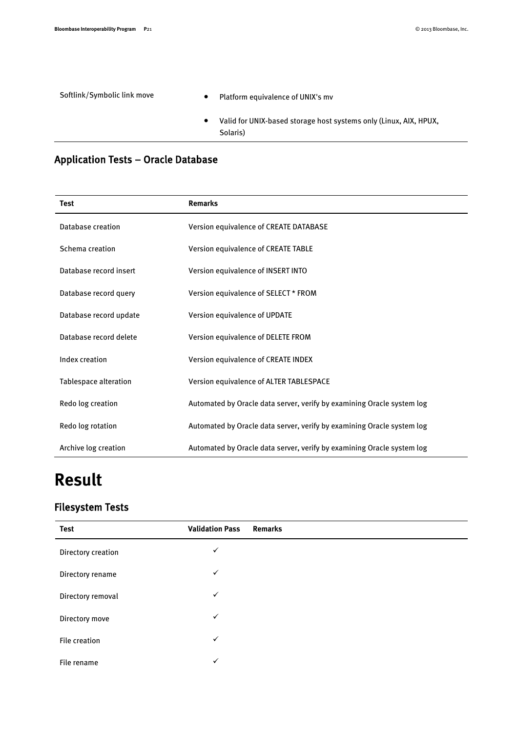| Softlink/Symbolic link move | • Platform equivalence of UNIX's mv<br>• Valid for UNIX-based storage host systems only (Linux, AIX, HPUX, Solaris) |
|---|---|

## Application Tests – Oracle Database

| Test | Remarks |
|---|---|
| Database creation | Version equivalence of CREATE DATABASE |
| Schema creation | Version equivalence of CREATE TABLE |
| Database record insert | Version equivalence of INSERT INTO |
| Database record query | Version equivalence of SELECT * FROM |
| Database record update | Version equivalence of UPDATE |
| Database record delete | Version equivalence of DELETE FROM |
| Index creation | Version equivalence of CREATE INDEX |
| Tablespace alteration | Version equivalence of ALTER TABLESPACE |
| Redo log creation | Automated by Oracle data server, verify by examining Oracle system log |
| Redo log rotation | Automated by Oracle data server, verify by examining Oracle system log |
| Archive log creation | Automated by Oracle data server, verify by examining Oracle system log |

# Result

## Filesystem Tests

| Test | Validation Pass | Remarks |
|---|---|---|
| Directory creation | ✓ | |
| Directory rename | ✓ | |
| Directory removal | ✓ | |
| Directory move | ✓ | |
| File creation | ✓ | |
| File rename | ✓ | |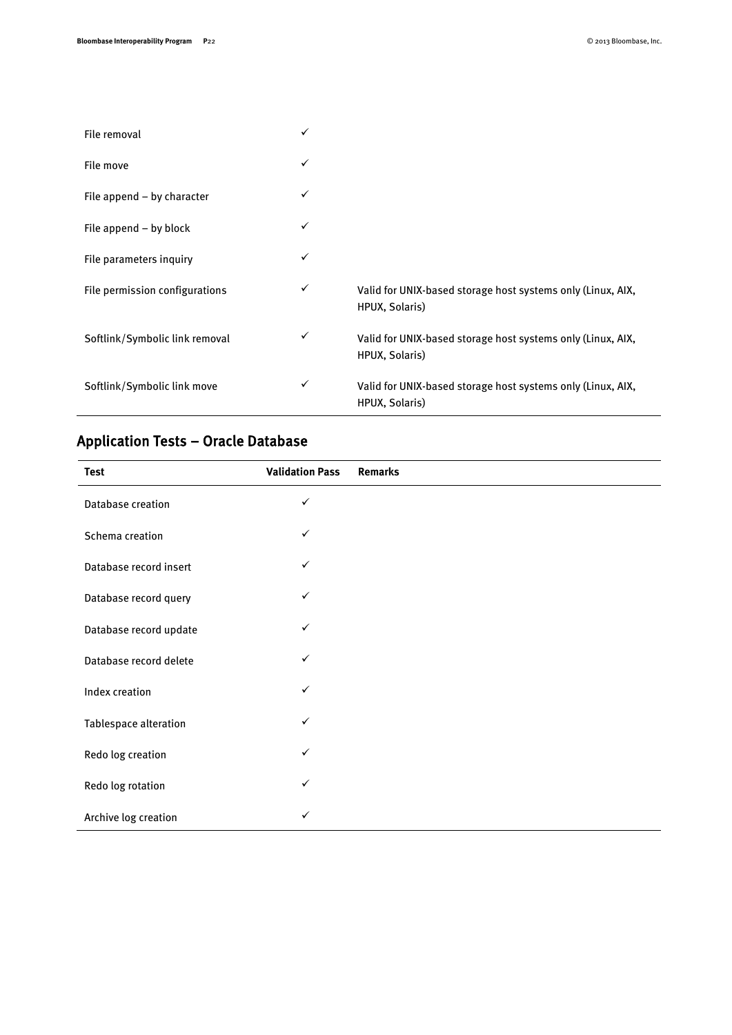| | | |
|---|---|---|
| File removal | ✓ | |
| File move | ✓ | |
| File append – by character | ✓ | |
| File append – by block | ✓ | |
| File parameters inquiry | ✓ | |
| File permission configurations | ✓ | Valid for UNIX-based storage host systems only (Linux, AIX, HPUX, Solaris) |
| Softlink/Symbolic link removal | ✓ | Valid for UNIX-based storage host systems only (Linux, AIX, HPUX, Solaris) |
| Softlink/Symbolic link move | ✓ | Valid for UNIX-based storage host systems only (Linux, AIX, HPUX, Solaris) |

## Application Tests – Oracle Database

| Test | Validation Pass | Remarks |
|---|---|---|
| Database creation | ✓ | |
| Schema creation | ✓ | |
| Database record insert | ✓ | |
| Database record query | ✓ | |
| Database record update | ✓ | |
| Database record delete | ✓ | |
| Index creation | ✓ | |
| Tablespace alteration | ✓ | |
| Redo log creation | ✓ | |
| Redo log rotation | ✓ | |
| Archive log creation | ✓ | |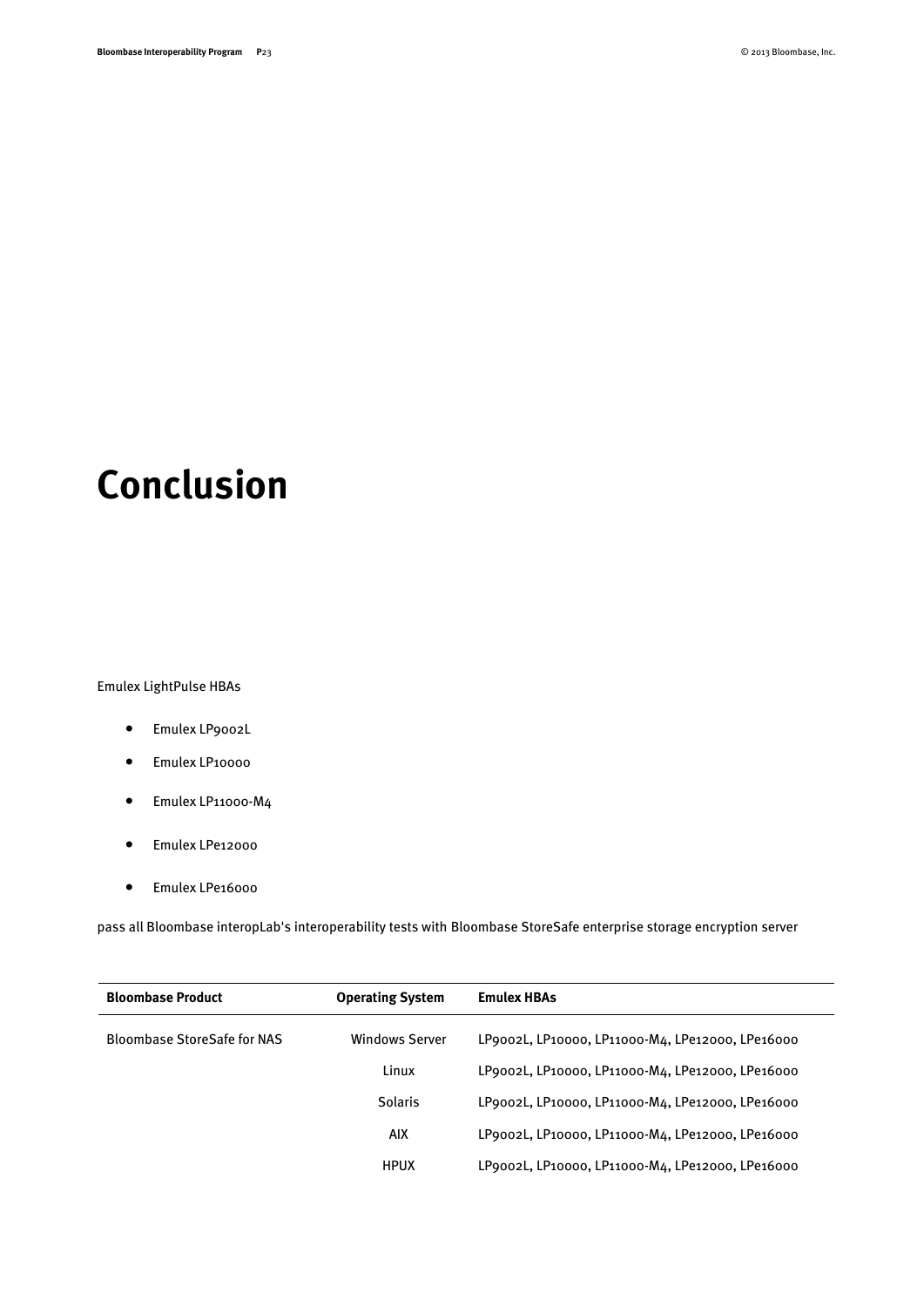# Conclusion

Emulex LightPulse HBAs

- Emulex LP9002L
- Emulex LP10000
- Emulex LP11000-M4
- Emulex LPe12000
- Emulex LPe16000

pass all Bloombase interopLab's interoperability tests with Bloombase StoreSafe enterprise storage encryption server

| Bloombase Product | Operating System | Emulex HBAs |
|---|---|---|
| Bloombase StoreSafe for NAS | Windows Server | LP9002L, LP10000, LP11000-M4, LPe12000, LPe16000 |
| | Linux | LP9002L, LP10000, LP11000-M4, LPe12000, LPe16000 |
| | Solaris | LP9002L, LP10000, LP11000-M4, LPe12000, LPe16000 |
| | AIX | LP9002L, LP10000, LP11000-M4, LPe12000, LPe16000 |
| | HPUX | LP9002L, LP10000, LP11000-M4, LPe12000, LPe16000 |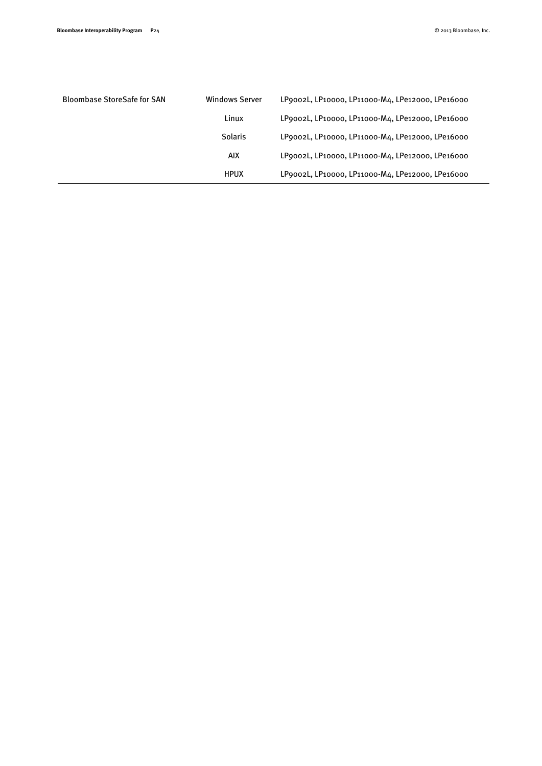| | | |
|---|---|---|
| Bloombase StoreSafe for SAN | Windows Server | LP9002L, LP10000, LP11000-M4, LPe12000, LPe16000 |
| | Linux | LP9002L, LP10000, LP11000-M4, LPe12000, LPe16000 |
| | Solaris | LP9002L, LP10000, LP11000-M4, LPe12000, LPe16000 |
| | AIX | LP9002L, LP10000, LP11000-M4, LPe12000, LPe16000 |
| | HPUX | LP9002L, LP10000, LP11000-M4, LPe12000, LPe16000 |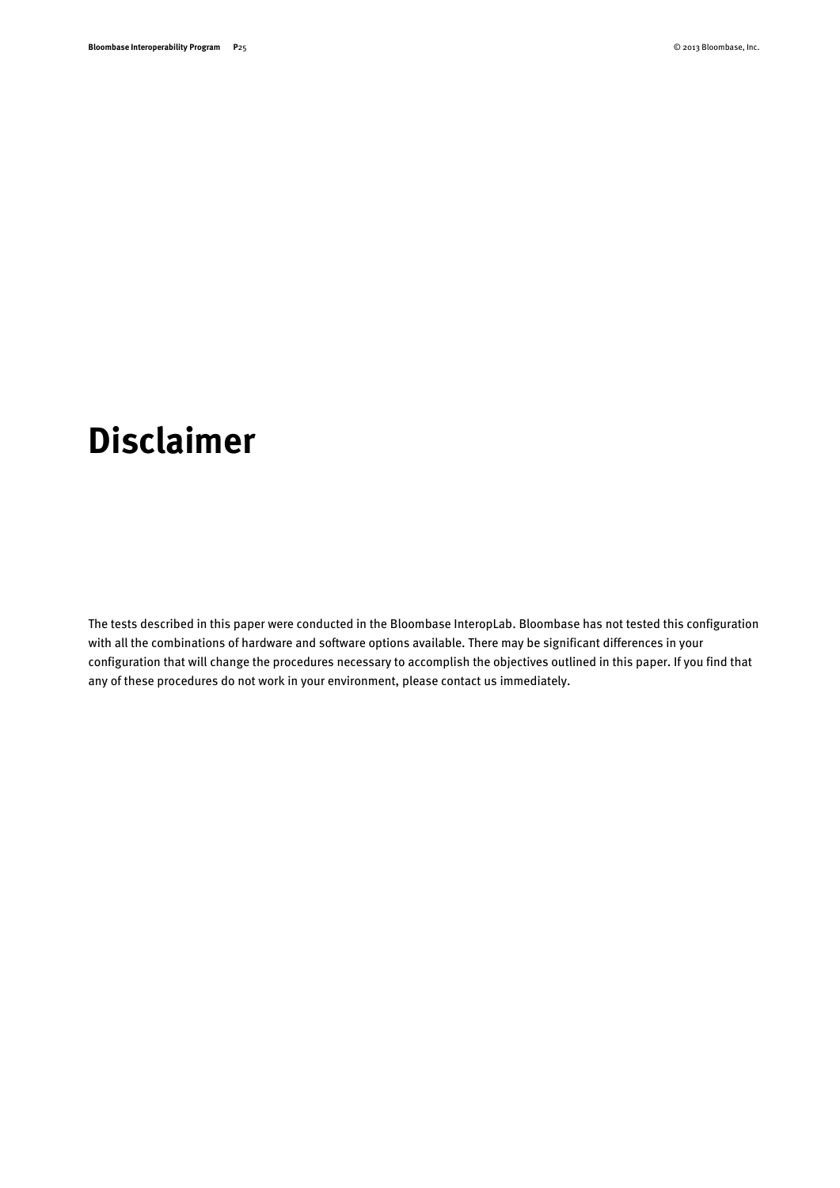# Disclaimer

The tests described in this paper were conducted in the Bloombase InteropLab. Bloombase has not tested this configuration with all the combinations of hardware and software options available. There may be significant differences in your configuration that will change the procedures necessary to accomplish the objectives outlined in this paper. If you find that any of these procedures do not work in your environment, please contact us immediately.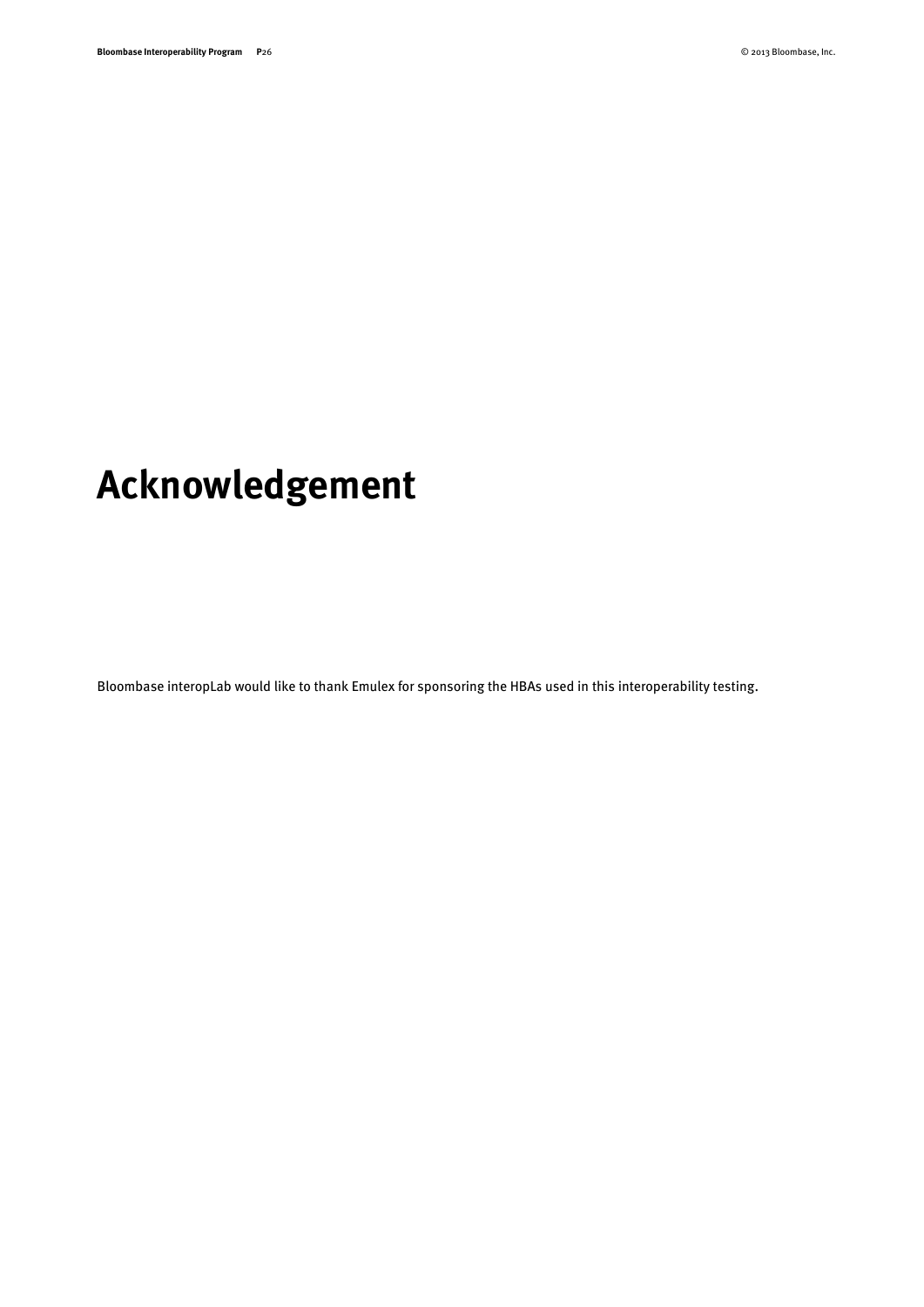# Acknowledgement

Bloombase interopLab would like to thank Emulex for sponsoring the HBAs used in this interoperability testing.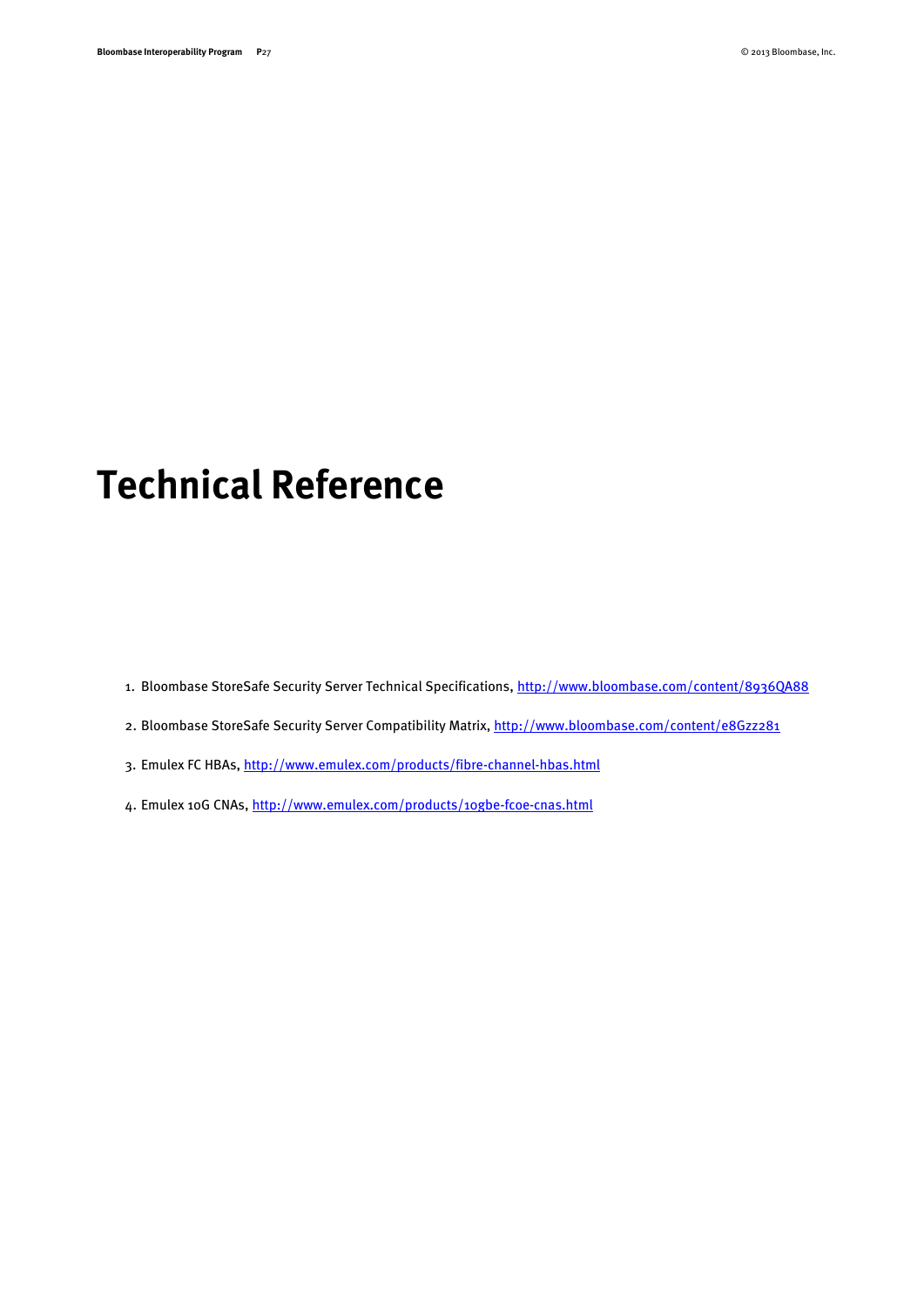# Technical Reference

1. Bloombase StoreSafe Security Server Technical Specifications, http://www.bloombase.com/content/8936QA88
2. Bloombase StoreSafe Security Server Compatibility Matrix, http://www.bloombase.com/content/e8Gzz281
3. Emulex FC HBAs, http://www.emulex.com/products/fibre-channel-hbas.html
4. Emulex 10G CNAs, http://www.emulex.com/products/10gbe-fcoe-cnas.html